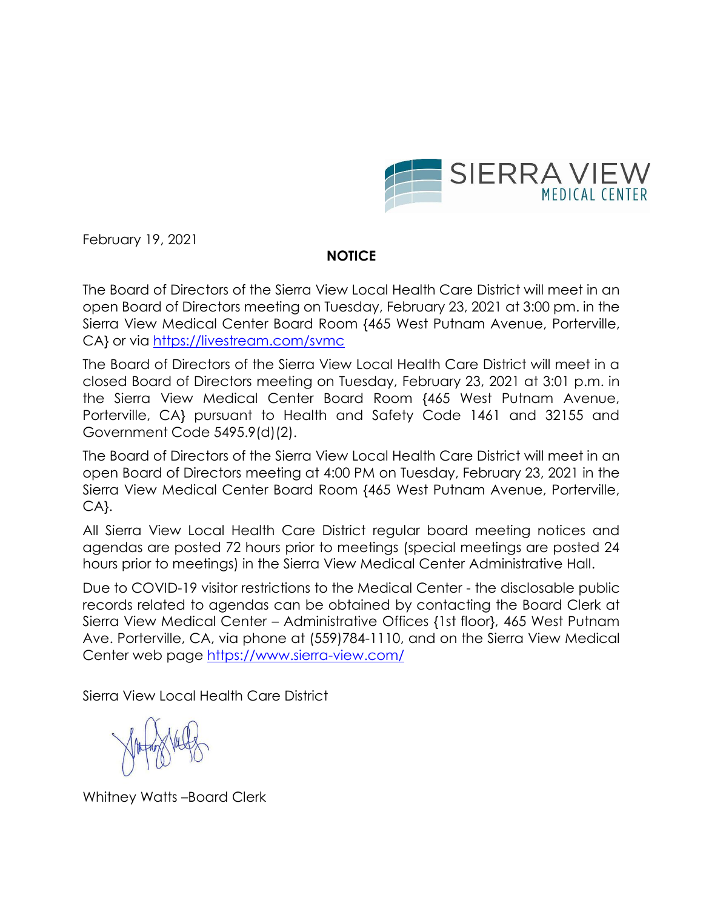SIERRA VIEW
MEDICAL CENTER

February 19, 2021

**NOTICE**

The Board of Directors of the Sierra View Local Health Care District will meet in an open Board of Directors meeting on Tuesday, February 23, 2021 at 3:00 pm. in the Sierra View Medical Center Board Room {465 West Putnam Avenue, Porterville, CA} or via https://livestream.com/svmc

The Board of Directors of the Sierra View Local Health Care District will meet in a closed Board of Directors meeting on Tuesday, February 23, 2021 at 3:01 p.m. in the Sierra View Medical Center Board Room {465 West Putnam Avenue, Porterville, CA} pursuant to Health and Safety Code 1461 and 32155 and Government Code 5495.9(d)(2).

The Board of Directors of the Sierra View Local Health Care District will meet in an open Board of Directors meeting at 4:00 PM on Tuesday, February 23, 2021 in the Sierra View Medical Center Board Room {465 West Putnam Avenue, Porterville, CA}.

All Sierra View Local Health Care District regular board meeting notices and agendas are posted 72 hours prior to meetings (special meetings are posted 24 hours prior to meetings) in the Sierra View Medical Center Administrative Hall.

Due to COVID-19 visitor restrictions to the Medical Center - the disclosable public records related to agendas can be obtained by contacting the Board Clerk at Sierra View Medical Center – Administrative Offices {1st floor}, 465 West Putnam Ave. Porterville, CA, via phone at (559)784-1110, and on the Sierra View Medical Center web page https://www.sierra-view.com/

Sierra View Local Health Care District

Whitney Watts –Board Clerk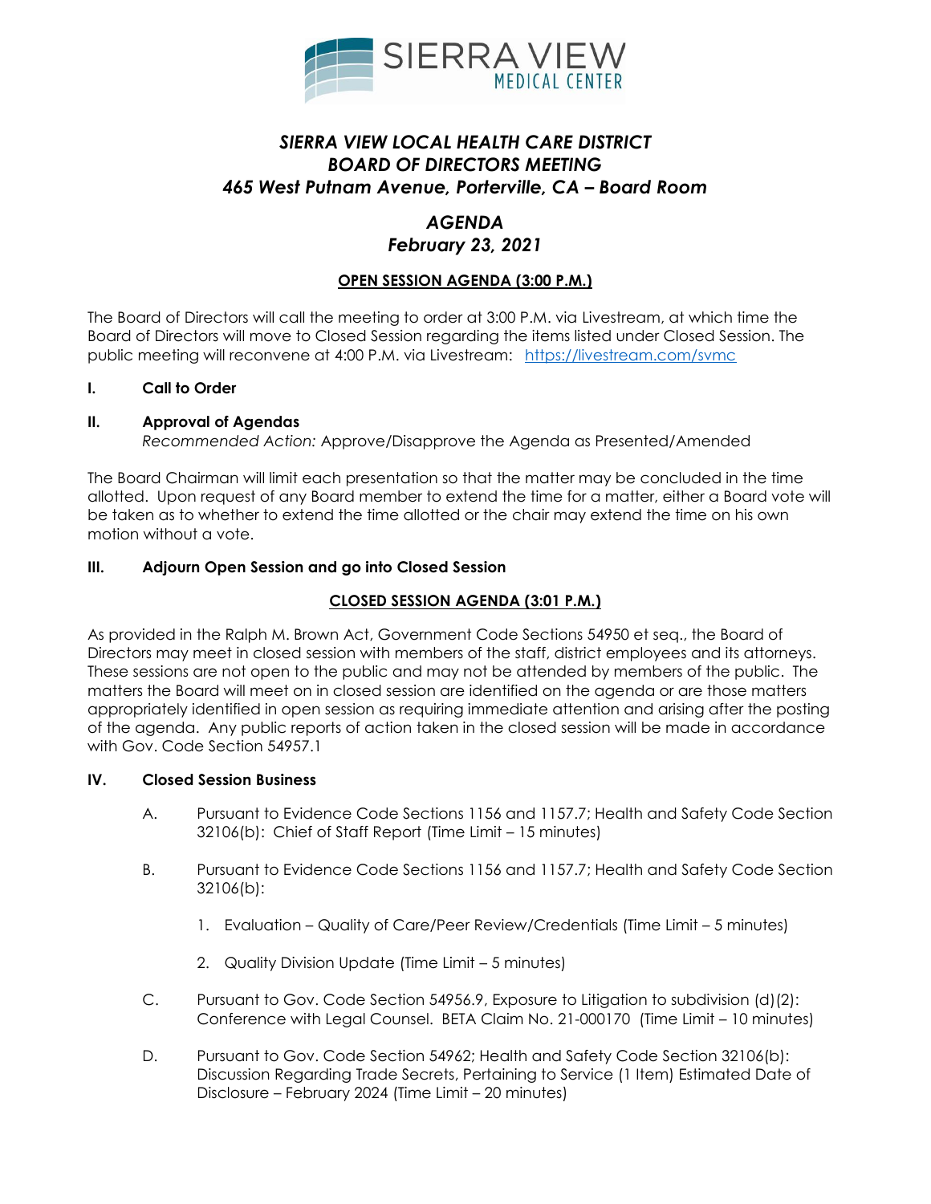# *SIERRA VIEW LOCAL HEALTH CARE DISTRICT*
# *BOARD OF DIRECTORS MEETING*
# *465 West Putnam Avenue, Porterville, CA – Board Room*

## *AGENDA*
## *February 23, 2021*

### OPEN SESSION AGENDA (3:00 P.M.)

The Board of Directors will call the meeting to order at 3:00 P.M. via Livestream, at which time the Board of Directors will move to Closed Session regarding the items listed under Closed Session. The public meeting will reconvene at 4:00 P.M. via Livestream: https://livestream.com/svmc

**I. Call to Order**

**II. Approval of Agendas**

*Recommended Action:* Approve/Disapprove the Agenda as Presented/Amended

The Board Chairman will limit each presentation so that the matter may be concluded in the time allotted. Upon request of any Board member to extend the time for a matter, either a Board vote will be taken as to whether to extend the time allotted or the chair may extend the time on his own motion without a vote.

**III. Adjourn Open Session and go into Closed Session**

### CLOSED SESSION AGENDA (3:01 P.M.)

As provided in the Ralph M. Brown Act, Government Code Sections 54950 et seq., the Board of Directors may meet in closed session with members of the staff, district employees and its attorneys. These sessions are not open to the public and may not be attended by members of the public. The matters the Board will meet on in closed session are identified on the agenda or are those matters appropriately identified in open session as requiring immediate attention and arising after the posting of the agenda. Any public reports of action taken in the closed session will be made in accordance with Gov. Code Section 54957.1

**IV. Closed Session Business**

A. Pursuant to Evidence Code Sections 1156 and 1157.7; Health and Safety Code Section 32106(b): Chief of Staff Report (Time Limit – 15 minutes)

B. Pursuant to Evidence Code Sections 1156 and 1157.7; Health and Safety Code Section 32106(b):

1. Evaluation – Quality of Care/Peer Review/Credentials (Time Limit – 5 minutes)
2. Quality Division Update (Time Limit – 5 minutes)

C. Pursuant to Gov. Code Section 54956.9, Exposure to Litigation to subdivision (d)(2): Conference with Legal Counsel. BETA Claim No. 21-000170 (Time Limit – 10 minutes)

D. Pursuant to Gov. Code Section 54962; Health and Safety Code Section 32106(b): Discussion Regarding Trade Secrets, Pertaining to Service (1 Item) Estimated Date of Disclosure – February 2024 (Time Limit – 20 minutes)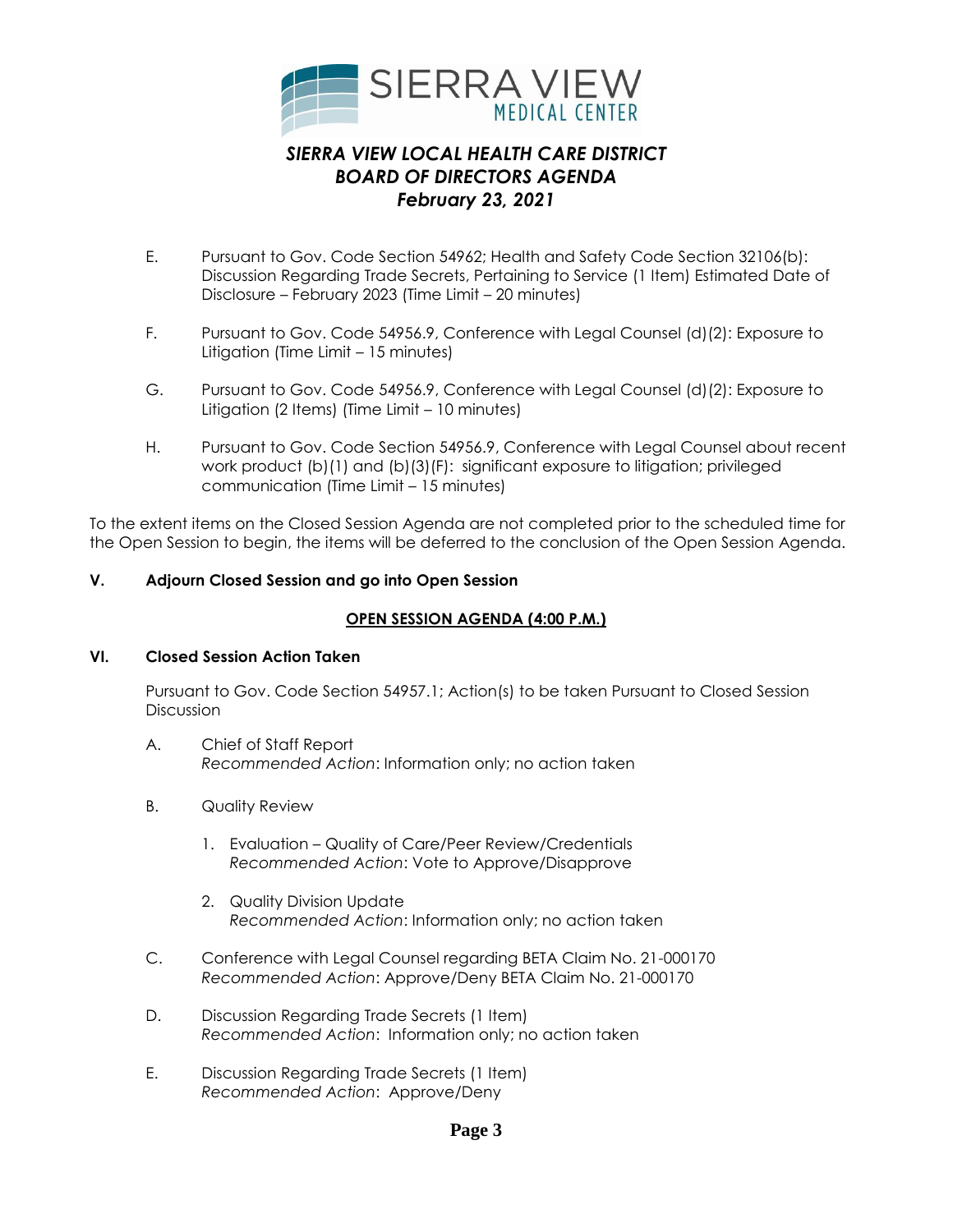E. Pursuant to Gov. Code Section 54962; Health and Safety Code Section 32106(b): Discussion Regarding Trade Secrets, Pertaining to Service (1 Item) Estimated Date of Disclosure – February 2023 (Time Limit – 20 minutes)

F. Pursuant to Gov. Code 54956.9, Conference with Legal Counsel (d)(2): Exposure to Litigation (Time Limit – 15 minutes)

G. Pursuant to Gov. Code 54956.9, Conference with Legal Counsel (d)(2): Exposure to Litigation (2 Items) (Time Limit – 10 minutes)

H. Pursuant to Gov. Code Section 54956.9, Conference with Legal Counsel about recent work product (b)(1) and (b)(3)(F): significant exposure to litigation; privileged communication (Time Limit – 15 minutes)

To the extent items on the Closed Session Agenda are not completed prior to the scheduled time for the Open Session to begin, the items will be deferred to the conclusion of the Open Session Agenda.

**V. Adjourn Closed Session and go into Open Session**

**OPEN SESSION AGENDA (4:00 P.M.)**

**VI. Closed Session Action Taken**

Pursuant to Gov. Code Section 54957.1; Action(s) to be taken Pursuant to Closed Session Discussion

A. Chief of Staff Report
*Recommended Action*: Information only; no action taken

B. Quality Review

1. Evaluation – Quality of Care/Peer Review/Credentials
*Recommended Action*: Vote to Approve/Disapprove

2. Quality Division Update
*Recommended Action*: Information only; no action taken

C. Conference with Legal Counsel regarding BETA Claim No. 21-000170
*Recommended Action*: Approve/Deny BETA Claim No. 21-000170

D. Discussion Regarding Trade Secrets (1 Item)
*Recommended Action*: Information only; no action taken

E. Discussion Regarding Trade Secrets (1 Item)
*Recommended Action*: Approve/Deny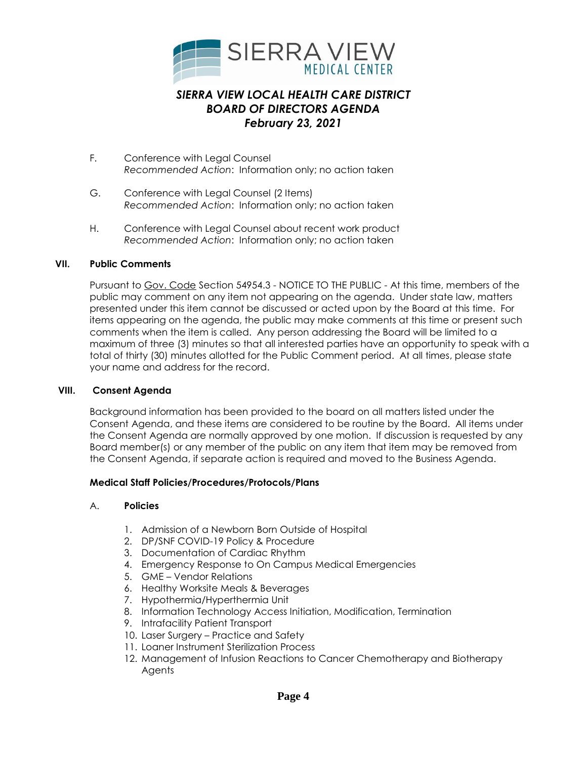F. Conference with Legal Counsel
*Recommended Action*: Information only; no action taken

G. Conference with Legal Counsel (2 Items)
*Recommended Action*: Information only; no action taken

H. Conference with Legal Counsel about recent work product
*Recommended Action*: Information only; no action taken

## VII. Public Comments

Pursuant to Gov. Code Section 54954.3 - NOTICE TO THE PUBLIC - At this time, members of the public may comment on any item not appearing on the agenda. Under state law, matters presented under this item cannot be discussed or acted upon by the Board at this time. For items appearing on the agenda, the public may make comments at this time or present such comments when the item is called. Any person addressing the Board will be limited to a maximum of three (3) minutes so that all interested parties have an opportunity to speak with a total of thirty (30) minutes allotted for the Public Comment period. At all times, please state your name and address for the record.

## VIII. Consent Agenda

Background information has been provided to the board on all matters listed under the Consent Agenda, and these items are considered to be routine by the Board. All items under the Consent Agenda are normally approved by one motion. If discussion is requested by any Board member(s) or any member of the public on any item that item may be removed from the Consent Agenda, if separate action is required and moved to the Business Agenda.

**Medical Staff Policies/Procedures/Protocols/Plans**

A. **Policies**

1. Admission of a Newborn Born Outside of Hospital
2. DP/SNF COVID-19 Policy & Procedure
3. Documentation of Cardiac Rhythm
4. Emergency Response to On Campus Medical Emergencies
5. GME – Vendor Relations
6. Healthy Worksite Meals & Beverages
7. Hypothermia/Hyperthermia Unit
8. Information Technology Access Initiation, Modification, Termination
9. Intrafacility Patient Transport
10. Laser Surgery – Practice and Safety
11. Loaner Instrument Sterilization Process
12. Management of Infusion Reactions to Cancer Chemotherapy and Biotherapy Agents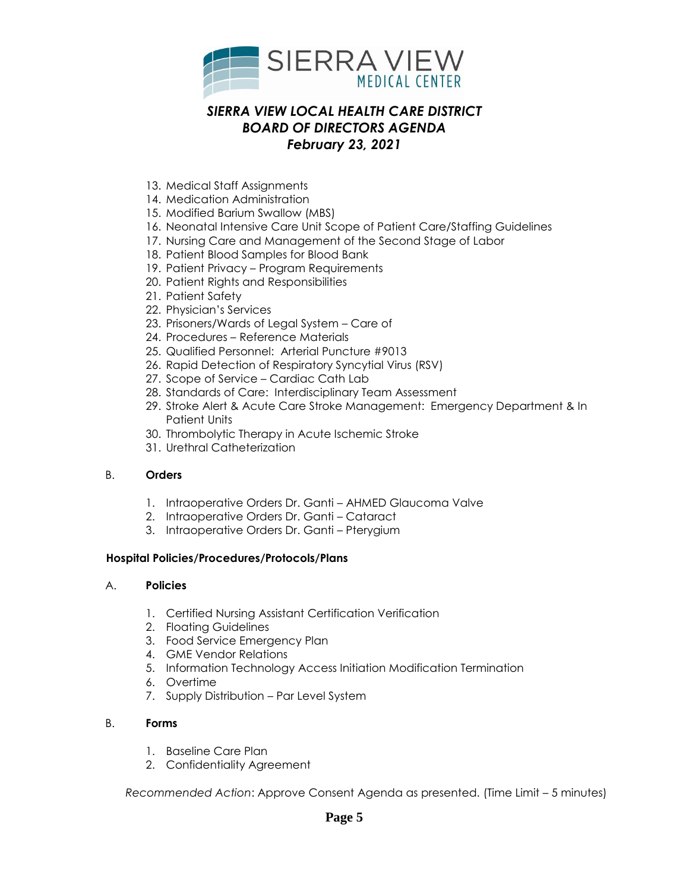13. Medical Staff Assignments
14. Medication Administration
15. Modified Barium Swallow (MBS)
16. Neonatal Intensive Care Unit Scope of Patient Care/Staffing Guidelines
17. Nursing Care and Management of the Second Stage of Labor
18. Patient Blood Samples for Blood Bank
19. Patient Privacy – Program Requirements
20. Patient Rights and Responsibilities
21. Patient Safety
22. Physician's Services
23. Prisoners/Wards of Legal System – Care of
24. Procedures – Reference Materials
25. Qualified Personnel: Arterial Puncture #9013
26. Rapid Detection of Respiratory Syncytial Virus (RSV)
27. Scope of Service – Cardiac Cath Lab
28. Standards of Care: Interdisciplinary Team Assessment
29. Stroke Alert & Acute Care Stroke Management: Emergency Department & In Patient Units
30. Thrombolytic Therapy in Acute Ischemic Stroke
31. Urethral Catheterization

B. **Orders**

1. Intraoperative Orders Dr. Ganti – AHMED Glaucoma Valve
2. Intraoperative Orders Dr. Ganti – Cataract
3. Intraoperative Orders Dr. Ganti – Pterygium

**Hospital Policies/Procedures/Protocols/Plans**

A. **Policies**

1. Certified Nursing Assistant Certification Verification
2. Floating Guidelines
3. Food Service Emergency Plan
4. GME Vendor Relations
5. Information Technology Access Initiation Modification Termination
6. Overtime
7. Supply Distribution – Par Level System

B. **Forms**

1. Baseline Care Plan
2. Confidentiality Agreement

*Recommended Action*: Approve Consent Agenda as presented. (Time Limit – 5 minutes)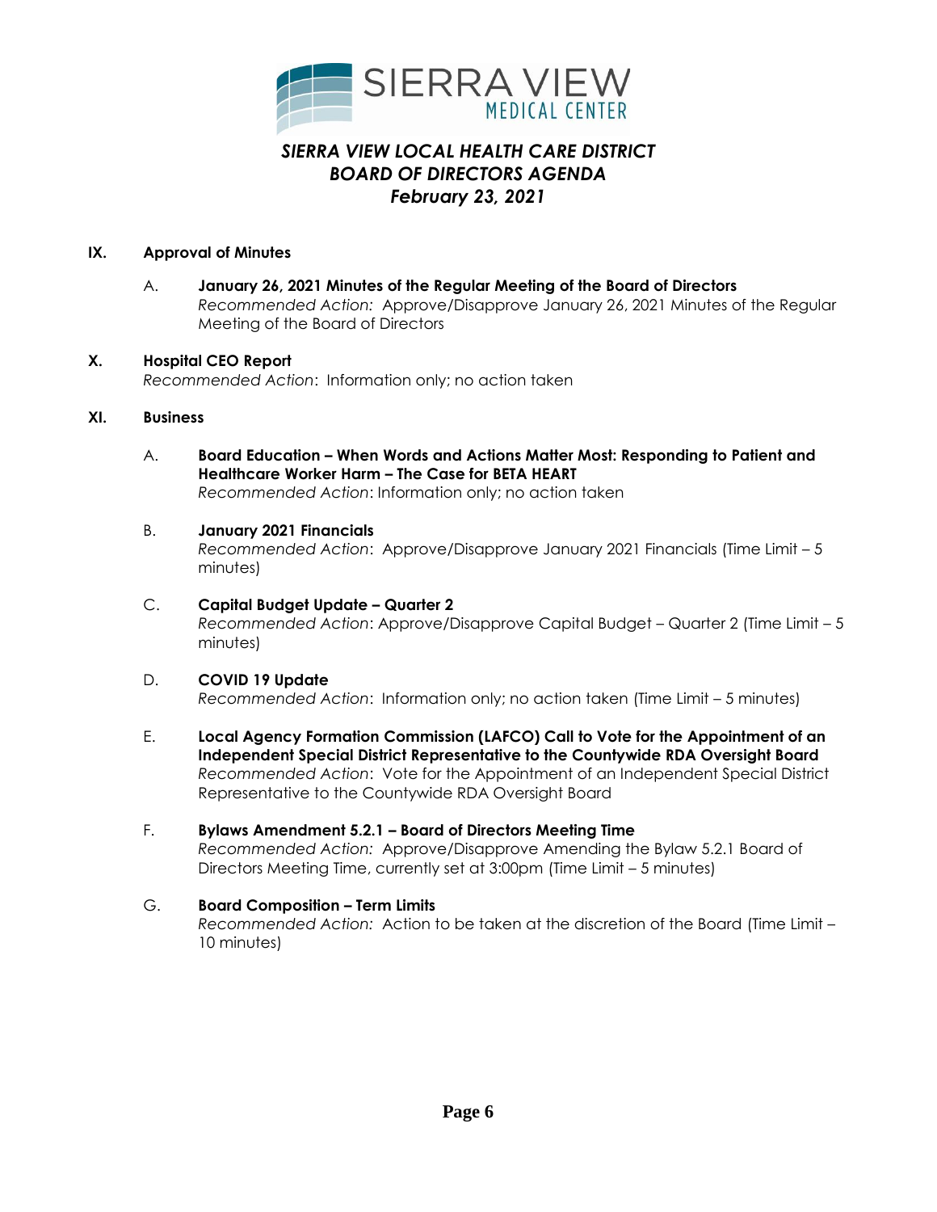# *SIERRA VIEW LOCAL HEALTH CARE DISTRICT*
# *BOARD OF DIRECTORS AGENDA*
# *February 23, 2021*

**IX. Approval of Minutes**

A. **January 26, 2021 Minutes of the Regular Meeting of the Board of Directors**
*Recommended Action:* Approve/Disapprove January 26, 2021 Minutes of the Regular Meeting of the Board of Directors

**X. Hospital CEO Report**
*Recommended Action*: Information only; no action taken

**XI. Business**

A. **Board Education – When Words and Actions Matter Most: Responding to Patient and Healthcare Worker Harm – The Case for BETA HEART**
*Recommended Action*: Information only; no action taken

B. **January 2021 Financials**
*Recommended Action*: Approve/Disapprove January 2021 Financials (Time Limit – 5 minutes)

C. **Capital Budget Update – Quarter 2**
*Recommended Action*: Approve/Disapprove Capital Budget – Quarter 2 (Time Limit – 5 minutes)

D. **COVID 19 Update**
*Recommended Action*: Information only; no action taken (Time Limit – 5 minutes)

E. **Local Agency Formation Commission (LAFCO) Call to Vote for the Appointment of an Independent Special District Representative to the Countywide RDA Oversight Board**
*Recommended Action*: Vote for the Appointment of an Independent Special District Representative to the Countywide RDA Oversight Board

F. **Bylaws Amendment 5.2.1 – Board of Directors Meeting Time**
*Recommended Action:* Approve/Disapprove Amending the Bylaw 5.2.1 Board of Directors Meeting Time, currently set at 3:00pm (Time Limit – 5 minutes)

G. **Board Composition – Term Limits**
*Recommended Action:* Action to be taken at the discretion of the Board (Time Limit – 10 minutes)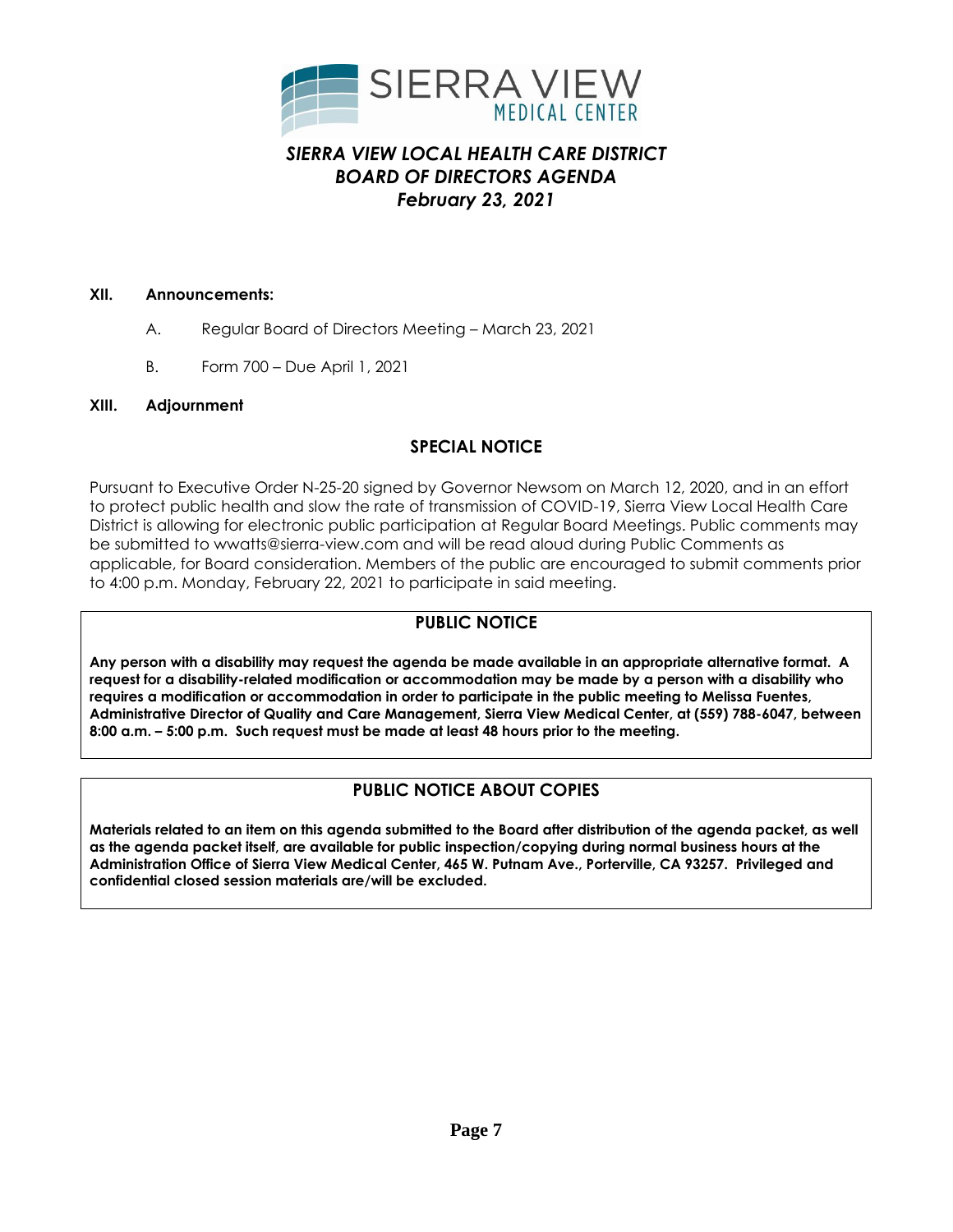# *SIERRA VIEW LOCAL HEALTH CARE DISTRICT*
# *BOARD OF DIRECTORS AGENDA*
## *February 23, 2021*

**XII. Announcements:**

A. Regular Board of Directors Meeting – March 23, 2021

B. Form 700 – Due April 1, 2021

**XIII. Adjournment**

## SPECIAL NOTICE

Pursuant to Executive Order N-25-20 signed by Governor Newsom on March 12, 2020, and in an effort to protect public health and slow the rate of transmission of COVID-19, Sierra View Local Health Care District is allowing for electronic public participation at Regular Board Meetings. Public comments may be submitted to wwatts@sierra-view.com and will be read aloud during Public Comments as applicable, for Board consideration. Members of the public are encouraged to submit comments prior to 4:00 p.m. Monday, February 22, 2021 to participate in said meeting.

## PUBLIC NOTICE

**Any person with a disability may request the agenda be made available in an appropriate alternative format. A request for a disability-related modification or accommodation may be made by a person with a disability who requires a modification or accommodation in order to participate in the public meeting to Melissa Fuentes, Administrative Director of Quality and Care Management, Sierra View Medical Center, at (559) 788-6047, between 8:00 a.m. – 5:00 p.m. Such request must be made at least 48 hours prior to the meeting.**

## PUBLIC NOTICE ABOUT COPIES

**Materials related to an item on this agenda submitted to the Board after distribution of the agenda packet, as well as the agenda packet itself, are available for public inspection/copying during normal business hours at the Administration Office of Sierra View Medical Center, 465 W. Putnam Ave., Porterville, CA 93257. Privileged and confidential closed session materials are/will be excluded.**